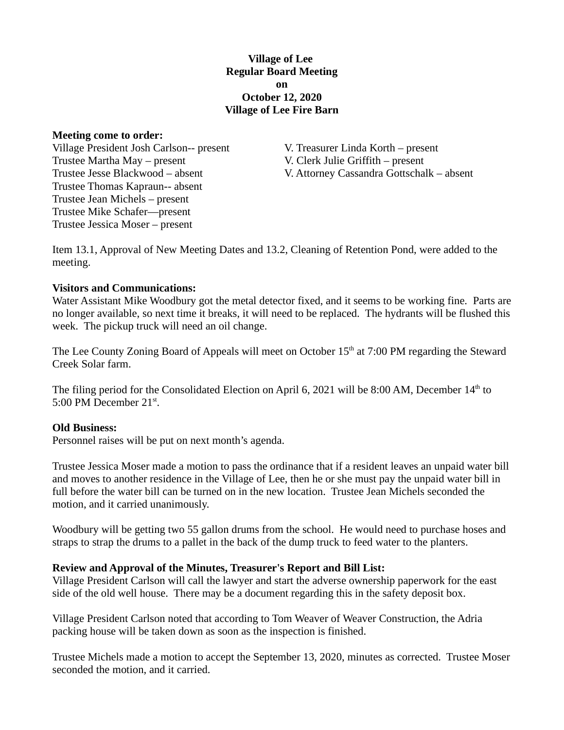**Village of Lee**
**Regular Board Meeting**
**on**
**October 12, 2020**
**Village of Lee Fire Barn**

**Meeting come to order:**

Village President Josh Carlson-- present
Trustee Martha May – present
Trustee Jesse Blackwood – absent
Trustee Thomas Kapraun-- absent
Trustee Jean Michels – present
Trustee Mike Schafer—present
Trustee Jessica Moser – present

V. Treasurer Linda Korth – present
V. Clerk Julie Griffith – present
V. Attorney Cassandra Gottschalk – absent

Item 13.1, Approval of New Meeting Dates and 13.2, Cleaning of Retention Pond, were added to the meeting.

**Visitors and Communications:**

Water Assistant Mike Woodbury got the metal detector fixed, and it seems to be working fine. Parts are no longer available, so next time it breaks, it will need to be replaced. The hydrants will be flushed this week. The pickup truck will need an oil change.

The Lee County Zoning Board of Appeals will meet on October 15th at 7:00 PM regarding the Steward Creek Solar farm.

The filing period for the Consolidated Election on April 6, 2021 will be 8:00 AM, December 14th to 5:00 PM December 21st.

**Old Business:**

Personnel raises will be put on next month's agenda.

Trustee Jessica Moser made a motion to pass the ordinance that if a resident leaves an unpaid water bill and moves to another residence in the Village of Lee, then he or she must pay the unpaid water bill in full before the water bill can be turned on in the new location. Trustee Jean Michels seconded the motion, and it carried unanimously.

Woodbury will be getting two 55 gallon drums from the school. He would need to purchase hoses and straps to strap the drums to a pallet in the back of the dump truck to feed water to the planters.

**Review and Approval of the Minutes, Treasurer's Report and Bill List:**

Village President Carlson will call the lawyer and start the adverse ownership paperwork for the east side of the old well house. There may be a document regarding this in the safety deposit box.

Village President Carlson noted that according to Tom Weaver of Weaver Construction, the Adria packing house will be taken down as soon as the inspection is finished.

Trustee Michels made a motion to accept the September 13, 2020, minutes as corrected. Trustee Moser seconded the motion, and it carried.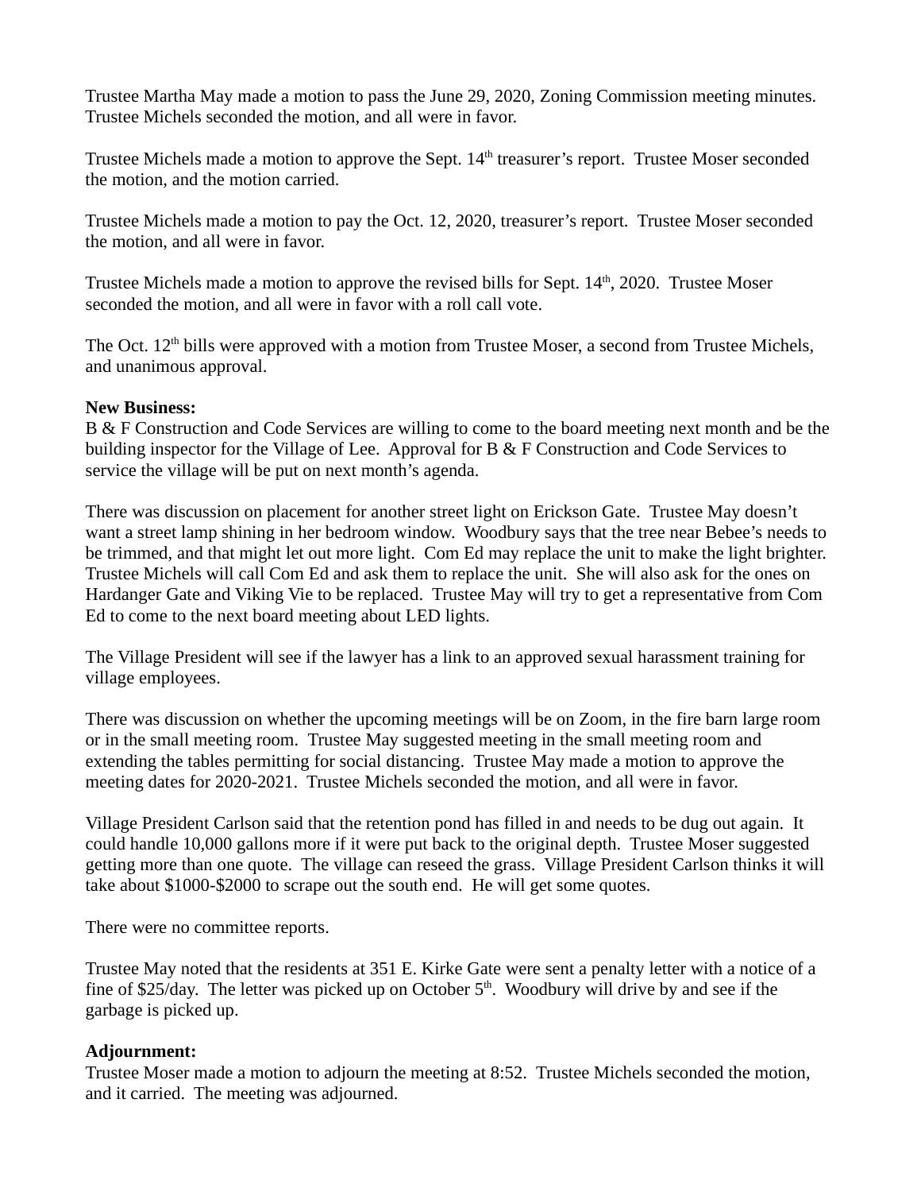Trustee Martha May made a motion to pass the June 29, 2020, Zoning Commission meeting minutes. Trustee Michels seconded the motion, and all were in favor.

Trustee Michels made a motion to approve the Sept. 14th treasurer's report. Trustee Moser seconded the motion, and the motion carried.

Trustee Michels made a motion to pay the Oct. 12, 2020, treasurer's report. Trustee Moser seconded the motion, and all were in favor.

Trustee Michels made a motion to approve the revised bills for Sept. 14th, 2020. Trustee Moser seconded the motion, and all were in favor with a roll call vote.

The Oct. 12th bills were approved with a motion from Trustee Moser, a second from Trustee Michels, and unanimous approval.

**New Business:**
B & F Construction and Code Services are willing to come to the board meeting next month and be the building inspector for the Village of Lee. Approval for B & F Construction and Code Services to service the village will be put on next month's agenda.

There was discussion on placement for another street light on Erickson Gate. Trustee May doesn't want a street lamp shining in her bedroom window. Woodbury says that the tree near Bebee's needs to be trimmed, and that might let out more light. Com Ed may replace the unit to make the light brighter. Trustee Michels will call Com Ed and ask them to replace the unit. She will also ask for the ones on Hardanger Gate and Viking Vie to be replaced. Trustee May will try to get a representative from Com Ed to come to the next board meeting about LED lights.

The Village President will see if the lawyer has a link to an approved sexual harassment training for village employees.

There was discussion on whether the upcoming meetings will be on Zoom, in the fire barn large room or in the small meeting room. Trustee May suggested meeting in the small meeting room and extending the tables permitting for social distancing. Trustee May made a motion to approve the meeting dates for 2020-2021. Trustee Michels seconded the motion, and all were in favor.

Village President Carlson said that the retention pond has filled in and needs to be dug out again. It could handle 10,000 gallons more if it were put back to the original depth. Trustee Moser suggested getting more than one quote. The village can reseed the grass. Village President Carlson thinks it will take about $1000-$2000 to scrape out the south end. He will get some quotes.

There were no committee reports.

Trustee May noted that the residents at 351 E. Kirke Gate were sent a penalty letter with a notice of a fine of $25/day. The letter was picked up on October 5th. Woodbury will drive by and see if the garbage is picked up.

**Adjournment:**
Trustee Moser made a motion to adjourn the meeting at 8:52. Trustee Michels seconded the motion, and it carried. The meeting was adjourned.